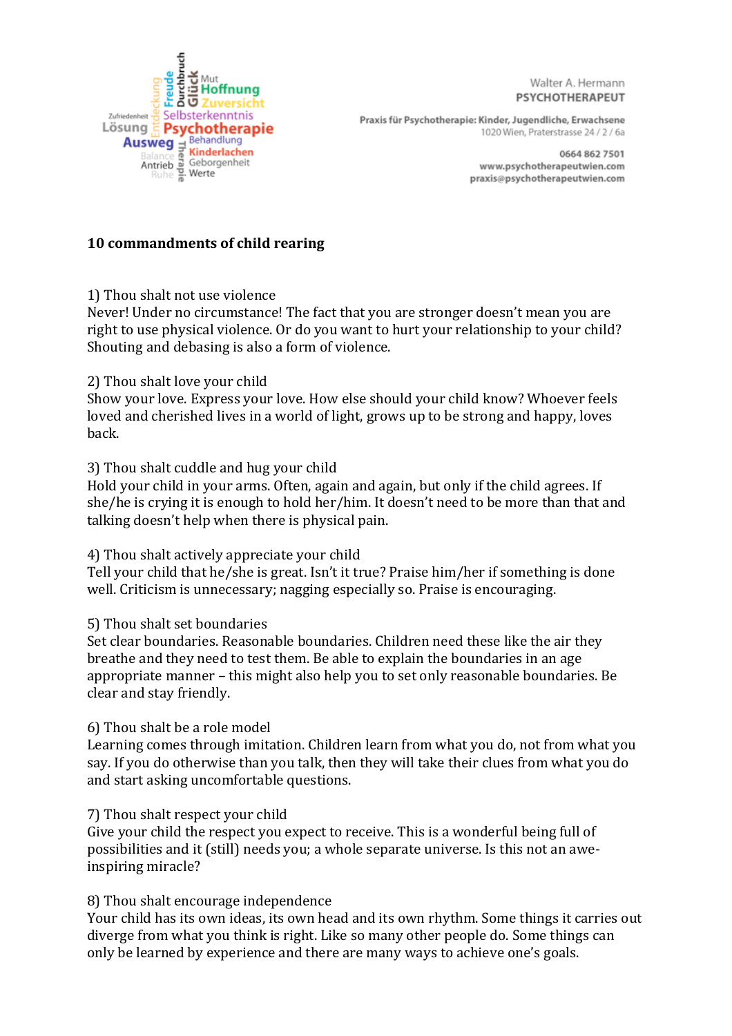Walter A. Hermann
PSYCHOTHERAPEUT

Praxis für Psychotherapie: Kinder, Jugendliche, Erwachsene
1020 Wien, Praterstrasse 24 / 2 / 6a

0664 862 7501
www.psychotherapeutwien.com
praxis@psychotherapeutwien.com

**10 commandments of child rearing**

1) Thou shalt not use violence
Never! Under no circumstance! The fact that you are stronger doesn't mean you are right to use physical violence. Or do you want to hurt your relationship to your child? Shouting and debasing is also a form of violence.

2) Thou shalt love your child
Show your love. Express your love. How else should your child know? Whoever feels loved and cherished lives in a world of light, grows up to be strong and happy, loves back.

3) Thou shalt cuddle and hug your child
Hold your child in your arms. Often, again and again, but only if the child agrees. If she/he is crying it is enough to hold her/him. It doesn't need to be more than that and talking doesn't help when there is physical pain.

4) Thou shalt actively appreciate your child
Tell your child that he/she is great. Isn't it true? Praise him/her if something is done well. Criticism is unnecessary; nagging especially so. Praise is encouraging.

5) Thou shalt set boundaries
Set clear boundaries. Reasonable boundaries. Children need these like the air they breathe and they need to test them. Be able to explain the boundaries in an age appropriate manner – this might also help you to set only reasonable boundaries. Be clear and stay friendly.

6) Thou shalt be a role model
Learning comes through imitation. Children learn from what you do, not from what you say. If you do otherwise than you talk, then they will take their clues from what you do and start asking uncomfortable questions.

7) Thou shalt respect your child
Give your child the respect you expect to receive. This is a wonderful being full of possibilities and it (still) needs you; a whole separate universe. Is this not an awe-inspiring miracle?

8) Thou shalt encourage independence
Your child has its own ideas, its own head and its own rhythm. Some things it carries out diverge from what you think is right. Like so many other people do. Some things can only be learned by experience and there are many ways to achieve one's goals.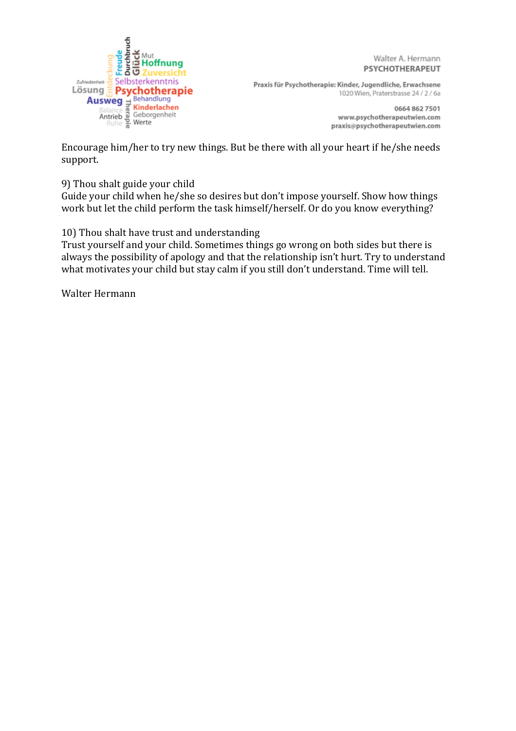Encourage him/her to try new things. But be there with all your heart if he/she needs support.

9) Thou shalt guide your child
Guide your child when he/she so desires but don't impose yourself. Show how things work but let the child perform the task himself/herself. Or do you know everything?

10) Thou shalt have trust and understanding
Trust yourself and your child. Sometimes things go wrong on both sides but there is always the possibility of apology and that the relationship isn't hurt. Try to understand what motivates your child but stay calm if you still don't understand. Time will tell.

Walter Hermann